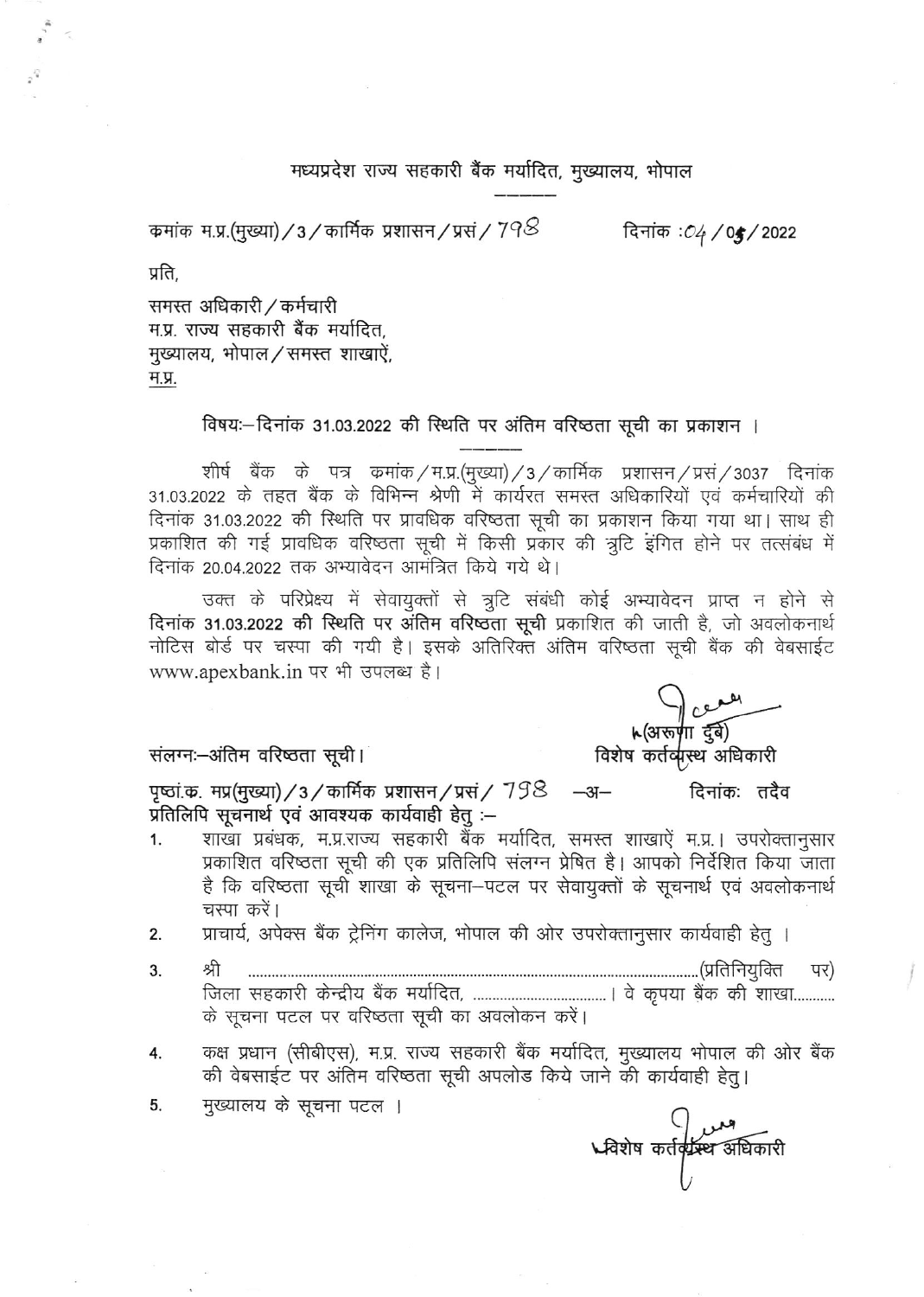मध्यप्रदेश राज्य सहकारी बैंक मर्यादित, मुख्यालय, भोपाल

क्रमांक म.प्र.(मुख्या) / 3 / कार्मिक प्रशासन / प्रसं / 798 दिनांक : 04 / 05 / 2022

प्रति,

समस्त अधिकारी / कर्मचारी
म.प्र. राज्य सहकारी बैंक मर्यादित,
मुख्यालय, भोपाल / समस्त शाखाऐं,
म.प्र.

विषयः– दिनांक 31.03.2022 की स्थिति पर अंतिम वरिष्ठता सूची का प्रकाशन ।

शीर्ष बैंक के पत्र क्रमांक / म.प्र.(मुख्या) / 3 / कार्मिक प्रशासन / प्रसं / 3037 दिनांक 31.03.2022 के तहत बैंक के विभिन्न श्रेणी में कार्यरत समस्त अधिकारियों एवं कर्मचारियों की दिनांक 31.03.2022 की स्थिति पर प्रावधिक वरिष्ठता सूची का प्रकाशन किया गया था। साथ ही प्रकाशित की गई प्रावधिक वरिष्ठता सूची में किसी प्रकार की त्रुटि इंगित होने पर तत्संबंध में दिनांक 20.04.2022 तक अभ्यावेदन आमंत्रित किये गये थे।

उक्त के परिप्रेक्ष्य में सेवायुक्तों से त्रुटि संबंधी कोई अभ्यावेदन प्राप्त न होने से **दिनांक 31.03.2022 की स्थिति पर अंतिम वरिष्ठता सूची** प्रकाशित की जाती है, जो अवलोकनार्थ नोटिस बोर्ड पर चस्पा की गयी है। इसके अतिरिक्त अंतिम वरिष्ठता सूची बैंक की वेबसाईट www.apexbank.in पर भी उपलब्ध है।

(अरूणा दुबे)
विशेष कर्तव्यस्थ अधिकारी

संलग्नः–अंतिम वरिष्ठता सूची।

पृष्ठां.क. मप्र(मुख्या) / 3 / कार्मिक प्रशासन / प्रसं / 798 –अ– दिनांकः तदैव
**प्रतिलिपि सूचनार्थ एवं आवश्यक कार्यवाही हेतु :–**

1. शाखा प्रबंधक, म.प्र.राज्य सहकारी बैंक मर्यादित, समस्त शाखाऐं म.प्र.। उपरोक्तानुसार प्रकाशित वरिष्ठता सूची की एक प्रतिलिपि संलग्न प्रेषित है। आपको निर्देशित किया जाता है कि वरिष्ठता सूची शाखा के सूचना–पटल पर सेवायुक्तों के सूचनार्थ एवं अवलोकनार्थ चस्पा करें।
2. प्राचार्य, अपेक्स बैंक ट्रेनिंग कालेज, भोपाल की ओर उपरोक्तानुसार कार्यवाही हेतु ।
3. श्री .................................................................................(प्रतिनियुक्ति पर) जिला सहकारी केन्द्रीय बैंक मर्यादित, ................................। वे कृपया बैंक की शाखा.......... के सूचना पटल पर वरिष्ठता सूची का अवलोकन करें।
4. कक्ष प्रधान (सीबीएस), म.प्र. राज्य सहकारी बैंक मर्यादित, मुख्यालय भोपाल की ओर बैंक की वेबसाईट पर अंतिम वरिष्ठता सूची अपलोड किये जाने की कार्यवाही हेतु।
5. मुख्यालय के सूचना पटल ।

विशेष कर्तव्यस्थ अधिकारी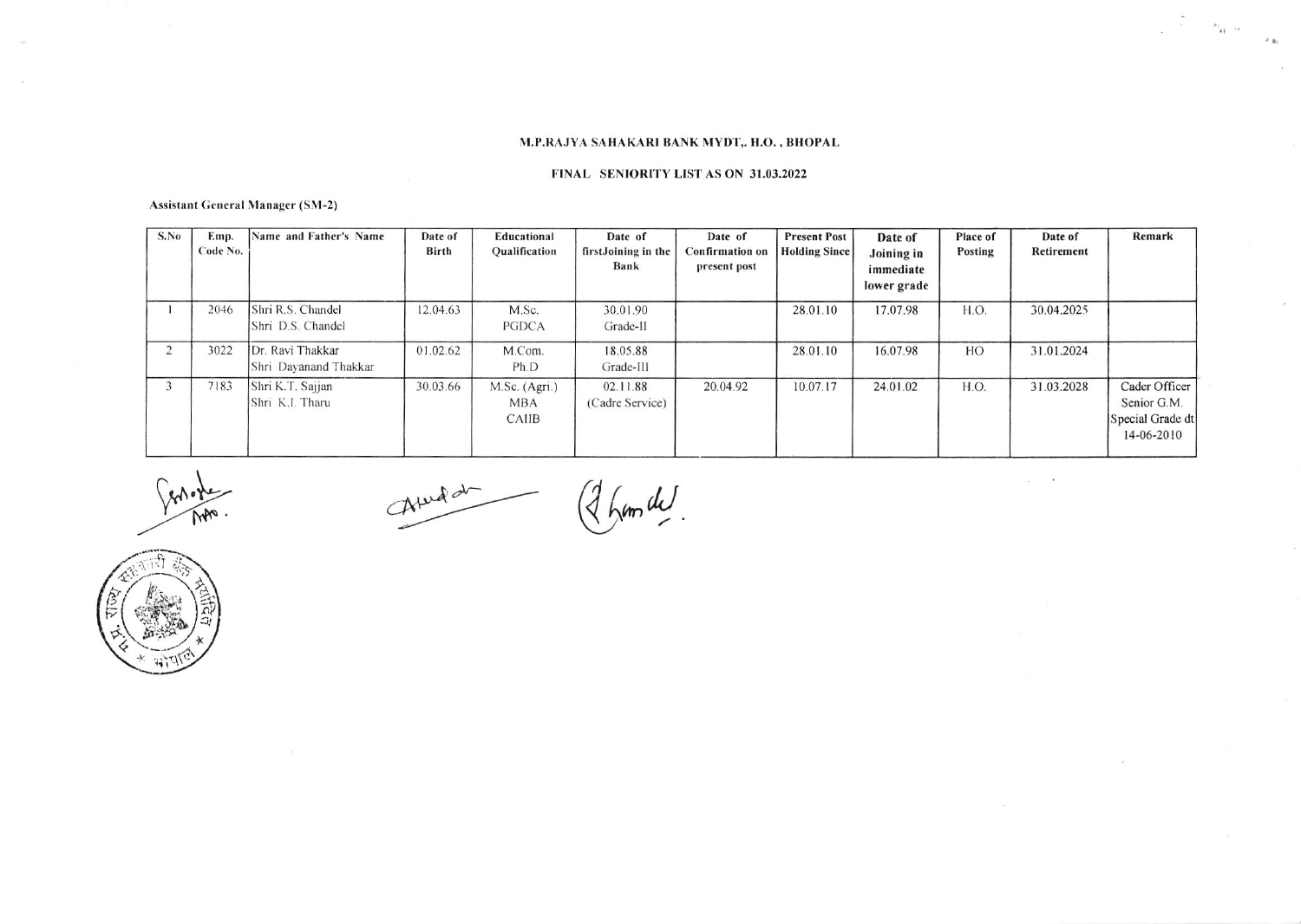**M.P.RAJYA SAHAKARI BANK MYDT,. H.O. , BHOPAL**

**FINAL SENIORITY LIST AS ON 31.03.2022**

**Assistant General Manager (SM-2)**

| S.No | Emp. Code No. | Name and Father's Name | Date of Birth | Educational Qualification | Date of firstJoining in the Bank | Date of Confirmation on present post | Present Post Holding Since | Date of Joining in immediate lower grade | Place of Posting | Date of Retirement | Remark |
|---|---|---|---|---|---|---|---|---|---|---|---|
| 1 | 2046 | Shri R.S. Chandel<br>Shri D.S. Chandel | 12.04.63 | M.Sc.<br>PGDCA | 30.01.90<br>Grade-II | | 28.01.10 | 17.07.98 | H.O. | 30.04.2025 | |
| 2 | 3022 | Dr. Ravi Thakkar<br>Shri Dayanand Thakkar | 01.02.62 | M.Com.<br>Ph.D | 18.05.88<br>Grade-III | | 28.01.10 | 16.07.98 | HO | 31.01.2024 | |
| 3 | 7183 | Shri K.T. Sajjan<br>Shri K.I. Tharu | 30.03.66 | M.Sc. (Agri.)<br>MBA<br>CAIIB | 02.11.88<br>(Cadre Service) | 20.04.92 | 10.07.17 | 24.01.02 | H.O. | 31.03.2028 | Cader Officer Senior G.M. Special Grade dt 14-06-2010 |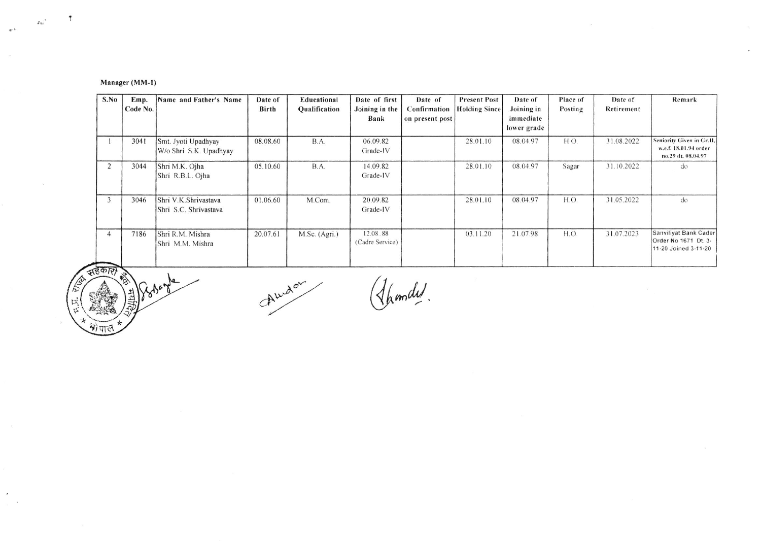**Manager (MM-1)**

| S.No | Emp. Code No. | Name and Father's Name | Date of Birth | Educational Qualification | Date of first Joining in the Bank | Date of Confirmation on present post | Present Post Holding Since | Date of Joining in immediate lower grade | Place of Posting | Date of Retirement | Remark |
|---|---|---|---|---|---|---|---|---|---|---|---|
| 1 | 3041 | Smt. Jyoti Upadhyay W/o Shri S.K. Upadhyay | 08.08.60 | B.A. | 06.09.82 Grade-IV | | 28.01.10 | 08.04.97 | H.O. | 31.08.2022 | Seniority Given in Gr.II, w.e.f. 18.01.94 order no.29 dt. 08.04.97 |
| 2 | 3044 | Shri M.K. Ojha Shri R.B.L. Ojha | 05.10.60 | B.A. | 14.09.82 Grade-IV | | 28.01.10 | 08.04.97 | Sagar | 31.10.2022 | do |
| 3 | 3046 | Shri V.K.Shrivastava Shri S.C. Shrivastava | 01.06.60 | M.Com. | 20.09.82 Grade-IV | | 28.01.10 | 08.04.97 | H.O. | 31.05.2022 | do |
| 4 | 7186 | Shri R.M. Mishra Shri M.M. Mishra | 20.07.61 | M.Sc. (Agri.) | 12.08.88 (Cadre Service) | | 03.11.20 | 21.07.98 | H.O. | 31.07.2023 | Sanviliyat Bank Cader Order No 1671 Dt. 3-11-20 Joined 3-11-20 |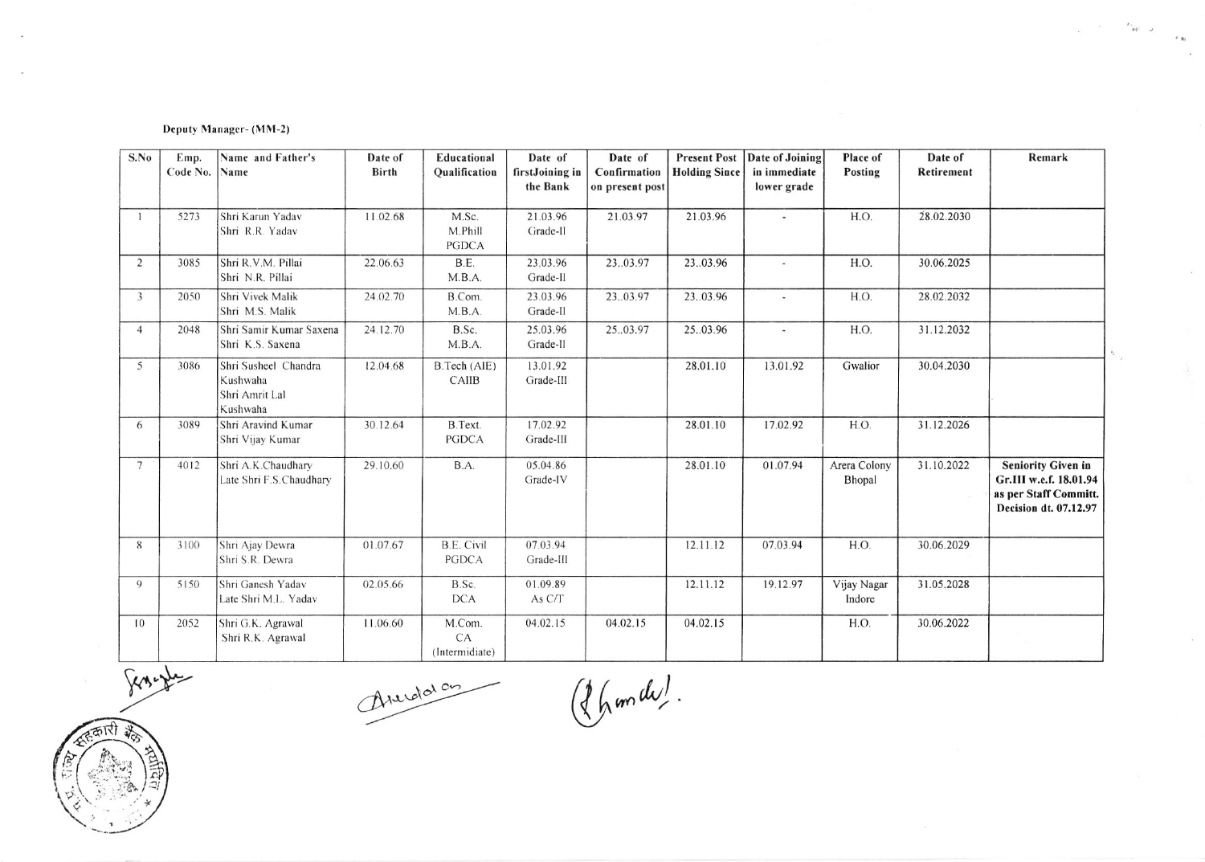**Deputy Manager- (MM-2)**

| S.No | Emp. Code No. | Name and Father's Name | Date of Birth | Educational Qualification | Date of firstJoining in the Bank | Date of Confirmation on present post | Present Post Holding Since | Date of Joining in immediate lower grade | Place of Posting | Date of Retirement | Remark |
|---|---|---|---|---|---|---|---|---|---|---|---|
| 1 | 5273 | Shri Karun Yadav<br>Shri R.R. Yadav | 11.02.68 | M.Sc.<br>M.Phill<br>PGDCA | 21.03.96<br>Grade-II | 21.03.97 | 21.03.96 | - | H.O. | 28.02.2030 | |
| 2 | 3085 | Shri R.V.M. Pillai<br>Shri N.R. Pillai | 22.06.63 | B.E.<br>M.B.A. | 23.03.96<br>Grade-II | 23..03.97 | 23..03.96 | - | H.O. | 30.06.2025 | |
| 3 | 2050 | Shri Vivek Malik<br>Shri M.S. Malik | 24.02.70 | B.Com.<br>M.B.A. | 23.03.96<br>Grade-II | 23..03.97 | 23..03.96 | - | H.O. | 28.02.2032 | |
| 4 | 2048 | Shri Samir Kumar Saxena<br>Shri K.S. Saxena | 24.12.70 | B.Sc.<br>M.B.A. | 25.03.96<br>Grade-II | 25..03.97 | 25..03.96 | - | H.O. | 31.12.2032 | |
| 5 | 3086 | Shri Susheel Chandra Kushwaha<br>Shri Amrit Lal Kushwaha | 12.04.68 | B.Tech (AIE)<br>CAIIB | 13.01.92<br>Grade-III | | 28.01.10 | 13.01.92 | Gwalior | 30.04.2030 | |
| 6 | 3089 | Shri Aravind Kumar<br>Shri Vijay Kumar | 30.12.64 | B.Text.<br>PGDCA | 17.02.92<br>Grade-III | | 28.01.10 | 17.02.92 | H.O. | 31.12.2026 | |
| 7 | 4012 | Shri A.K.Chaudhary<br>Late Shri F.S.Chaudhary | 29.10.60 | B.A. | 05.04.86<br>Grade-IV | | 28.01.10 | 01.07.94 | Arera Colony Bhopal | 31.10.2022 | **Seniority Given in Gr.III w.e.f. 18.01.94 as per Staff Committ. Decision dt. 07.12.97** |
| 8 | 3100 | Shri Ajay Dewra<br>Shri S.R. Dewra | 01.07.67 | B.E. Civil<br>PGDCA | 07.03.94<br>Grade-III | | 12.11.12 | 07.03.94 | H.O. | 30.06.2029 | |
| 9 | 5150 | Shri Ganesh Yadav<br>Late Shri M.L. Yadav | 02.05.66 | B.Sc.<br>DCA | 01.09.89<br>As C/T | | 12.11.12 | 19.12.97 | Vijay Nagar Indore | 31.05.2028 | |
| 10 | 2052 | Shri G.K. Agrawal<br>Shri R.K. Agrawal | 11.06.60 | M.Com.<br>CA<br>(Intermediate) | 04.02.15 | 04.02.15 | 04.02.15 | | H.O. | 30.06.2022 | |